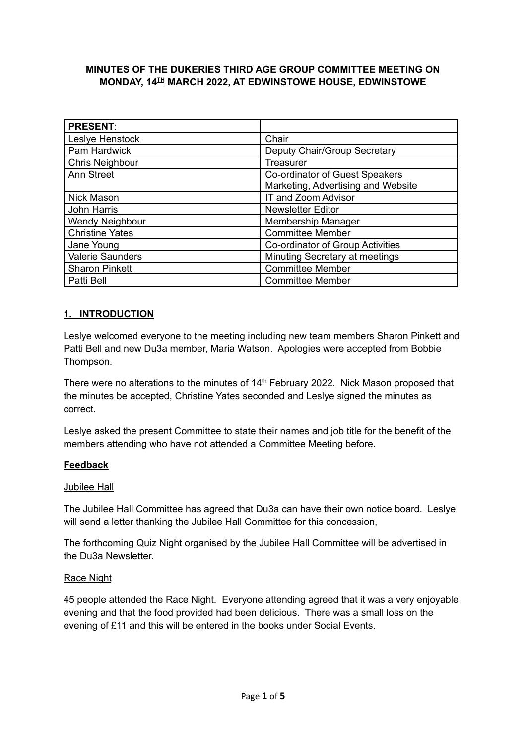# MINUTES OF THE DUKERIES THIRD AGE GROUP COMMITTEE MEETING ON MONDAY, 14TH MARCH 2022, AT EDWINSTOWE HOUSE, EDWINSTOWE

| **PRESENT**: | |
|---|---|
| Leslye Henstock | Chair |
| Pam Hardwick | Deputy Chair/Group Secretary |
| Chris Neighbour | Treasurer |
| Ann Street | Co-ordinator of Guest Speakers<br>Marketing, Advertising and Website |
| Nick Mason | IT and Zoom Advisor |
| John Harris | Newsletter Editor |
| Wendy Neighbour | Membership Manager |
| Christine Yates | Committee Member |
| Jane Young | Co-ordinator of Group Activities |
| Valerie Saunders | Minuting Secretary at meetings |
| Sharon Pinkett | Committee Member |
| Patti Bell | Committee Member |

## 1. INTRODUCTION

Leslye welcomed everyone to the meeting including new team members Sharon Pinkett and Patti Bell and new Du3a member, Maria Watson. Apologies were accepted from Bobbie Thompson.

There were no alterations to the minutes of 14th February 2022. Nick Mason proposed that the minutes be accepted, Christine Yates seconded and Leslye signed the minutes as correct.

Leslye asked the present Committee to state their names and job title for the benefit of the members attending who have not attended a Committee Meeting before.

### Feedback

#### Jubilee Hall

The Jubilee Hall Committee has agreed that Du3a can have their own notice board. Leslye will send a letter thanking the Jubilee Hall Committee for this concession,

The forthcoming Quiz Night organised by the Jubilee Hall Committee will be advertised in the Du3a Newsletter.

#### Race Night

45 people attended the Race Night. Everyone attending agreed that it was a very enjoyable evening and that the food provided had been delicious. There was a small loss on the evening of £11 and this will be entered in the books under Social Events.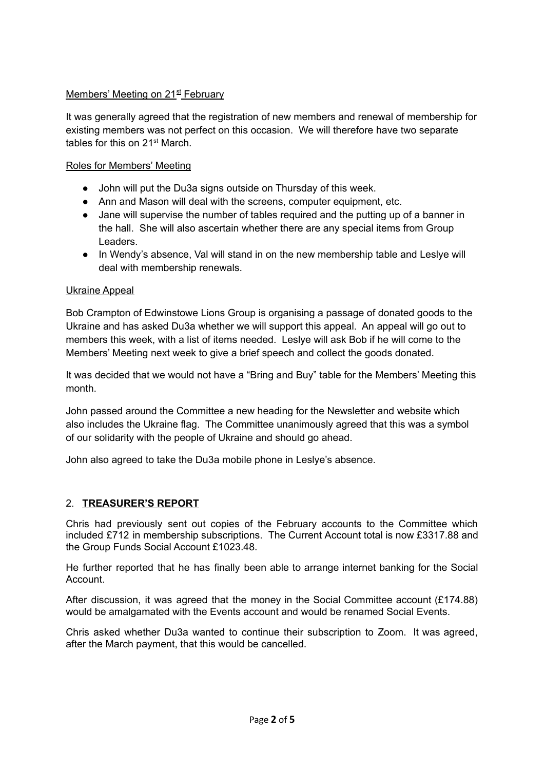Members' Meeting on 21st February

It was generally agreed that the registration of new members and renewal of membership for existing members was not perfect on this occasion. We will therefore have two separate tables for this on 21st March.

Roles for Members' Meeting

- John will put the Du3a signs outside on Thursday of this week.
- Ann and Mason will deal with the screens, computer equipment, etc.
- Jane will supervise the number of tables required and the putting up of a banner in the hall. She will also ascertain whether there are any special items from Group Leaders.
- In Wendy's absence, Val will stand in on the new membership table and Leslye will deal with membership renewals.

Ukraine Appeal

Bob Crampton of Edwinstowe Lions Group is organising a passage of donated goods to the Ukraine and has asked Du3a whether we will support this appeal. An appeal will go out to members this week, with a list of items needed. Leslye will ask Bob if he will come to the Members' Meeting next week to give a brief speech and collect the goods donated.

It was decided that we would not have a "Bring and Buy" table for the Members' Meeting this month.

John passed around the Committee a new heading for the Newsletter and website which also includes the Ukraine flag. The Committee unanimously agreed that this was a symbol of our solidarity with the people of Ukraine and should go ahead.

John also agreed to take the Du3a mobile phone in Leslye's absence.

## 2. **TREASURER'S REPORT**

Chris had previously sent out copies of the February accounts to the Committee which included £712 in membership subscriptions. The Current Account total is now £3317.88 and the Group Funds Social Account £1023.48.

He further reported that he has finally been able to arrange internet banking for the Social Account.

After discussion, it was agreed that the money in the Social Committee account (£174.88) would be amalgamated with the Events account and would be renamed Social Events.

Chris asked whether Du3a wanted to continue their subscription to Zoom. It was agreed, after the March payment, that this would be cancelled.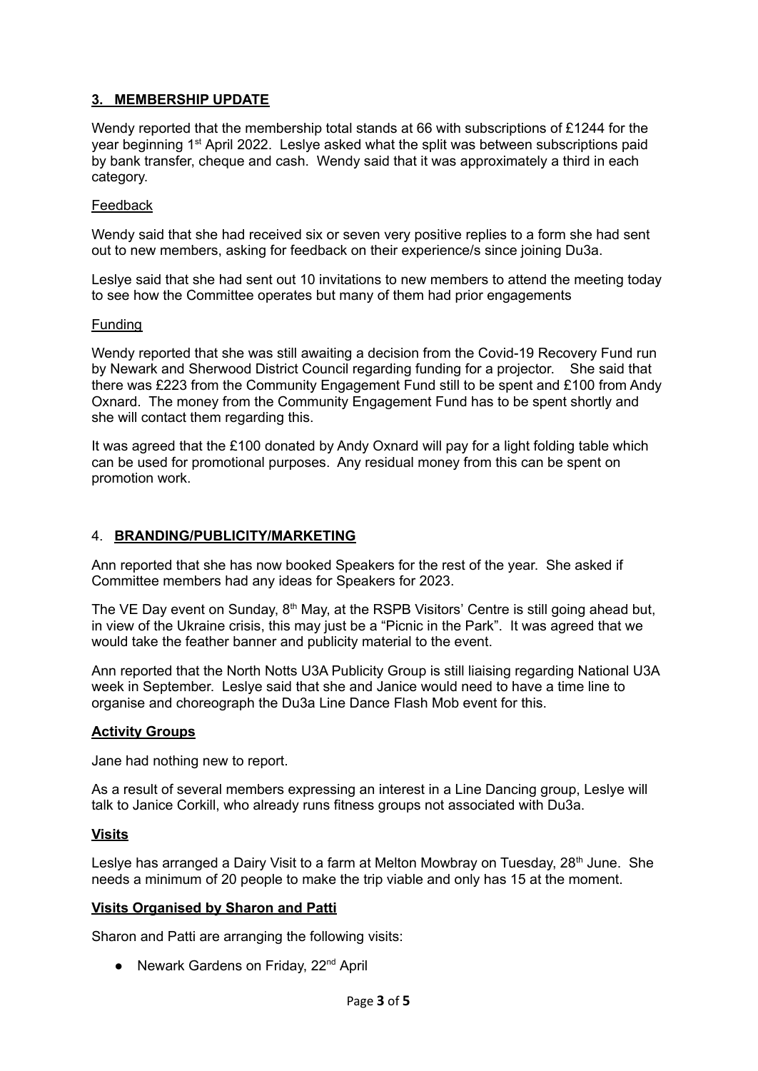## 3. MEMBERSHIP UPDATE

Wendy reported that the membership total stands at 66 with subscriptions of £1244 for the year beginning 1st April 2022. Leslye asked what the split was between subscriptions paid by bank transfer, cheque and cash. Wendy said that it was approximately a third in each category.

Feedback

Wendy said that she had received six or seven very positive replies to a form she had sent out to new members, asking for feedback on their experience/s since joining Du3a.

Leslye said that she had sent out 10 invitations to new members to attend the meeting today to see how the Committee operates but many of them had prior engagements

Funding

Wendy reported that she was still awaiting a decision from the Covid-19 Recovery Fund run by Newark and Sherwood District Council regarding funding for a projector. She said that there was £223 from the Community Engagement Fund still to be spent and £100 from Andy Oxnard. The money from the Community Engagement Fund has to be spent shortly and she will contact them regarding this.

It was agreed that the £100 donated by Andy Oxnard will pay for a light folding table which can be used for promotional purposes. Any residual money from this can be spent on promotion work.

## 4. BRANDING/PUBLICITY/MARKETING

Ann reported that she has now booked Speakers for the rest of the year. She asked if Committee members had any ideas for Speakers for 2023.

The VE Day event on Sunday, 8th May, at the RSPB Visitors' Centre is still going ahead but, in view of the Ukraine crisis, this may just be a "Picnic in the Park". It was agreed that we would take the feather banner and publicity material to the event.

Ann reported that the North Notts U3A Publicity Group is still liaising regarding National U3A week in September. Leslye said that she and Janice would need to have a time line to organise and choreograph the Du3a Line Dance Flash Mob event for this.

**Activity Groups**

Jane had nothing new to report.

As a result of several members expressing an interest in a Line Dancing group, Leslye will talk to Janice Corkill, who already runs fitness groups not associated with Du3a.

**Visits**

Leslye has arranged a Dairy Visit to a farm at Melton Mowbray on Tuesday, 28th June. She needs a minimum of 20 people to make the trip viable and only has 15 at the moment.

**Visits Organised by Sharon and Patti**

Sharon and Patti are arranging the following visits:

- Newark Gardens on Friday, 22nd April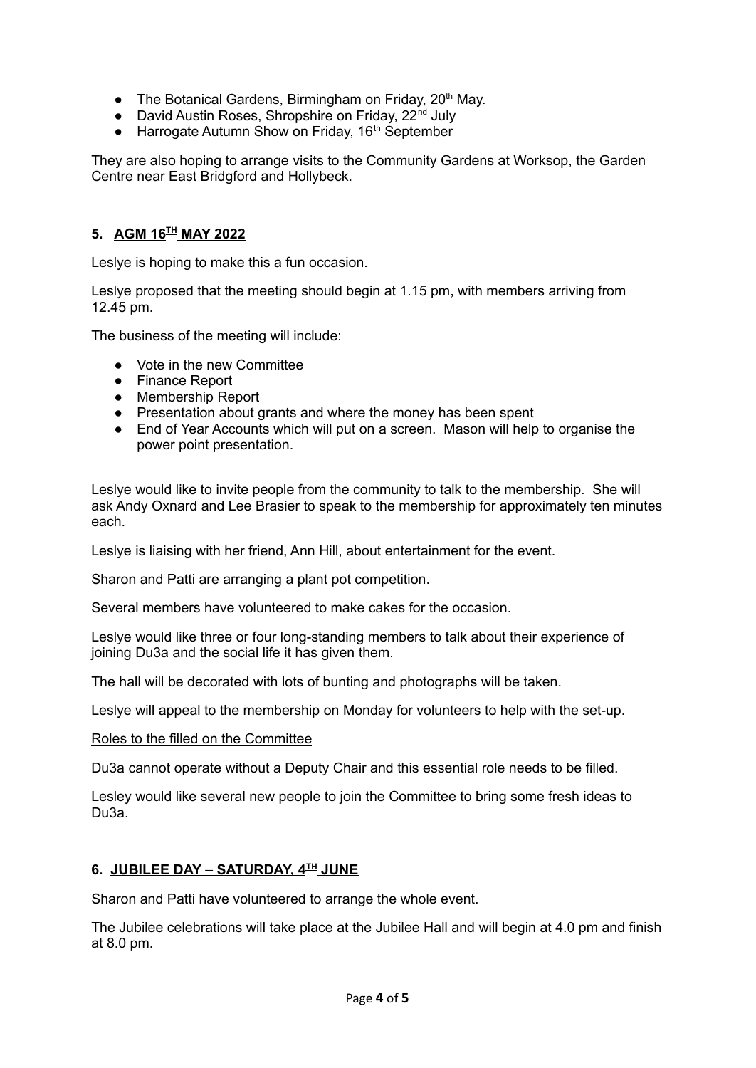- The Botanical Gardens, Birmingham on Friday, 20th May.
- David Austin Roses, Shropshire on Friday, 22nd July
- Harrogate Autumn Show on Friday, 16th September

They are also hoping to arrange visits to the Community Gardens at Worksop, the Garden Centre near East Bridgford and Hollybeck.

## 5. AGM 16TH MAY 2022

Leslye is hoping to make this a fun occasion.

Leslye proposed that the meeting should begin at 1.15 pm, with members arriving from 12.45 pm.

The business of the meeting will include:

- Vote in the new Committee
- Finance Report
- Membership Report
- Presentation about grants and where the money has been spent
- End of Year Accounts which will put on a screen. Mason will help to organise the power point presentation.

Leslye would like to invite people from the community to talk to the membership. She will ask Andy Oxnard and Lee Brasier to speak to the membership for approximately ten minutes each.

Leslye is liaising with her friend, Ann Hill, about entertainment for the event.

Sharon and Patti are arranging a plant pot competition.

Several members have volunteered to make cakes for the occasion.

Leslye would like three or four long-standing members to talk about their experience of joining Du3a and the social life it has given them.

The hall will be decorated with lots of bunting and photographs will be taken.

Leslye will appeal to the membership on Monday for volunteers to help with the set-up.

Roles to the filled on the Committee

Du3a cannot operate without a Deputy Chair and this essential role needs to be filled.

Lesley would like several new people to join the Committee to bring some fresh ideas to Du3a.

## 6. JUBILEE DAY – SATURDAY, 4TH JUNE

Sharon and Patti have volunteered to arrange the whole event.

The Jubilee celebrations will take place at the Jubilee Hall and will begin at 4.0 pm and finish at 8.0 pm.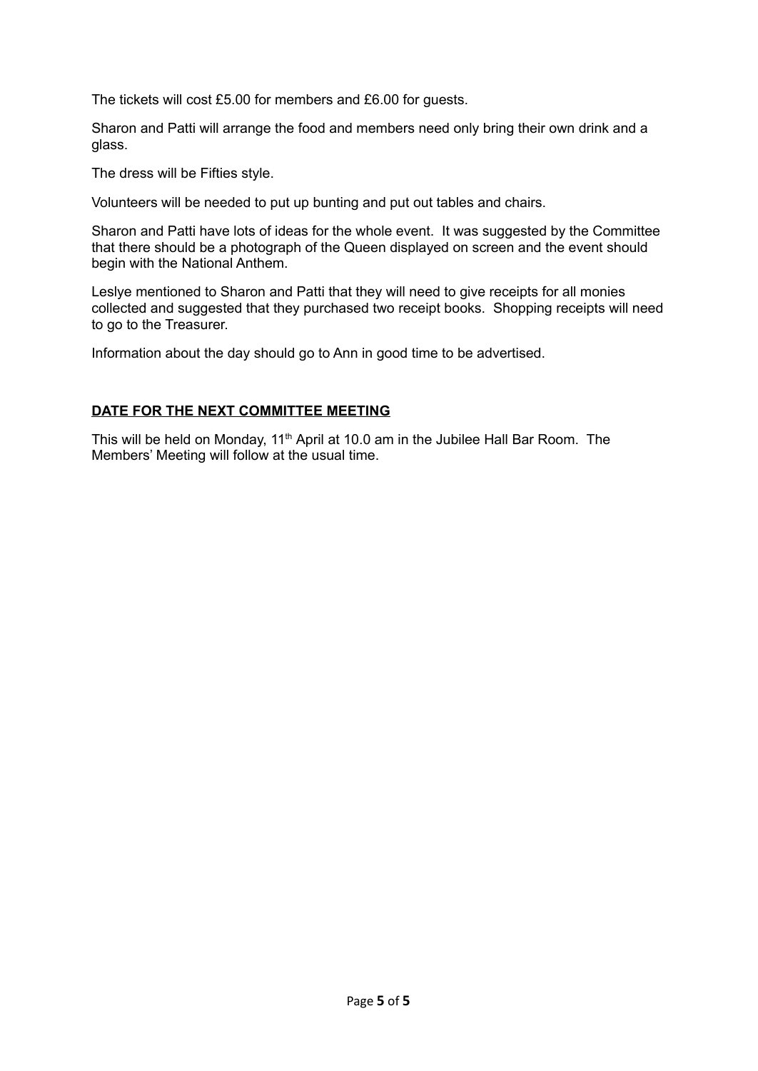The tickets will cost £5.00 for members and £6.00 for guests.

Sharon and Patti will arrange the food and members need only bring their own drink and a glass.

The dress will be Fifties style.

Volunteers will be needed to put up bunting and put out tables and chairs.

Sharon and Patti have lots of ideas for the whole event. It was suggested by the Committee that there should be a photograph of the Queen displayed on screen and the event should begin with the National Anthem.

Leslye mentioned to Sharon and Patti that they will need to give receipts for all monies collected and suggested that they purchased two receipt books. Shopping receipts will need to go to the Treasurer.

Information about the day should go to Ann in good time to be advertised.

## DATE FOR THE NEXT COMMITTEE MEETING

This will be held on Monday, 11th April at 10.0 am in the Jubilee Hall Bar Room. The Members' Meeting will follow at the usual time.